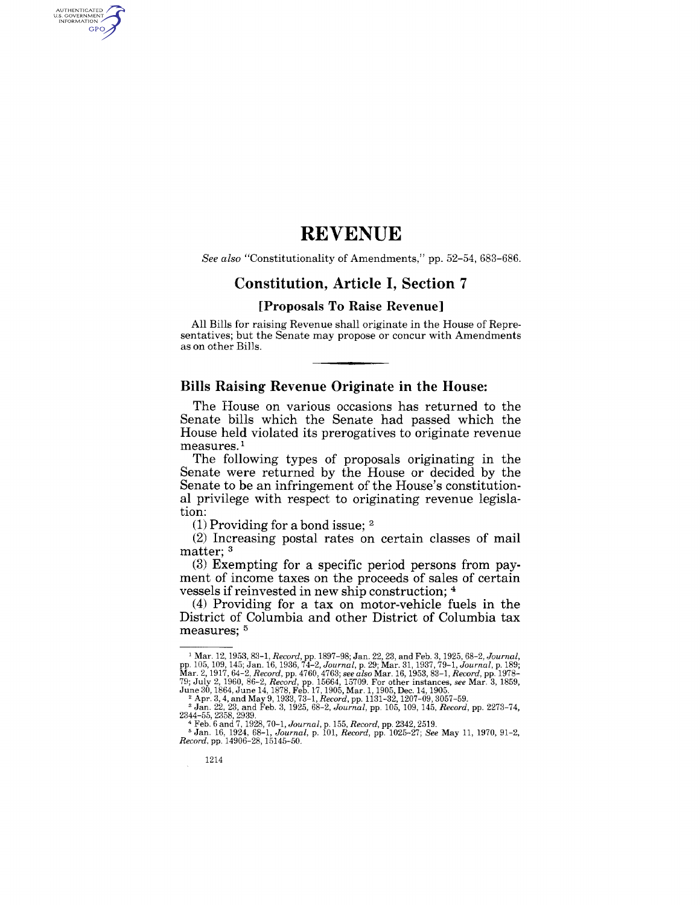# REVENUE

*See also* "Constitutionality of Amendments," pp. 52–54, 683–686.

## Constitution, Article I, Section 7

### [Proposals To Raise Revenue]

All Bills for raising Revenue shall originate in the House of Representatives; but the Senate may propose or concur with Amendments as on other Bills.

---

### Bills Raising Revenue Originate in the House:

The House on various occasions has returned to the Senate bills which the Senate had passed which the House held violated its prerogatives to originate revenue measures.[1]

The following types of proposals originating in the Senate were returned by the House or decided by the Senate to be an infringement of the House's constitutional privilege with respect to originating revenue legislation:

(1) Providing for a bond issue; [2]

(2) Increasing postal rates on certain classes of mail matter; [3]

(3) Exempting for a specific period persons from payment of income taxes on the proceeds of sales of certain vessels if reinvested in new ship construction; [4]

(4) Providing for a tax on motor-vehicle fuels in the District of Columbia and other District of Columbia tax measures; [5]

---

[1] Mar. 12, 1953, 83–1, *Record*, pp. 1897–98; Jan. 22, 23, and Feb. 3, 1925, 68–2, *Journal*, pp. 105, 109, 145; Jan. 16, 1936, 74–2, *Journal*, p. 29; Mar. 31, 1937, 79–1, *Journal*, p. 189; Mar. 2, 1917, 64–2, *Record*, pp. 4760, 4763; *see also* Mar. 16, 1953, 83–1, *Record*, pp. 1978–79; July 2, 1960, 86–2, *Record*, pp. 15664, 15709. For other instances, *see* Mar. 3, 1859, June 30, 1864, June 14, 1878, Feb. 17, 1905, Mar. 1, 1905, Dec. 14, 1905.

[2] Apr. 3, 4, and May 9, 1933, 73–1, *Record*, pp. 1131–32, 1207–09, 3057–59.

[3] Jan. 22, 23, and Feb. 3, 1925, 68–2, *Journal*, pp. 105, 109, 145, *Record*, pp. 2273–74, 2344–55, 2358, 2939.

[4] Feb. 6 and 7, 1928, 70–1, *Journal*, p. 155, *Record*, pp. 2342, 2519.

[5] Jan. 16, 1924, 68–1, *Journal*, p. 101, *Record*, pp. 1025–27; *See* May 11, 1970, 91–2, *Record*, pp. 14906–28, 15145–50.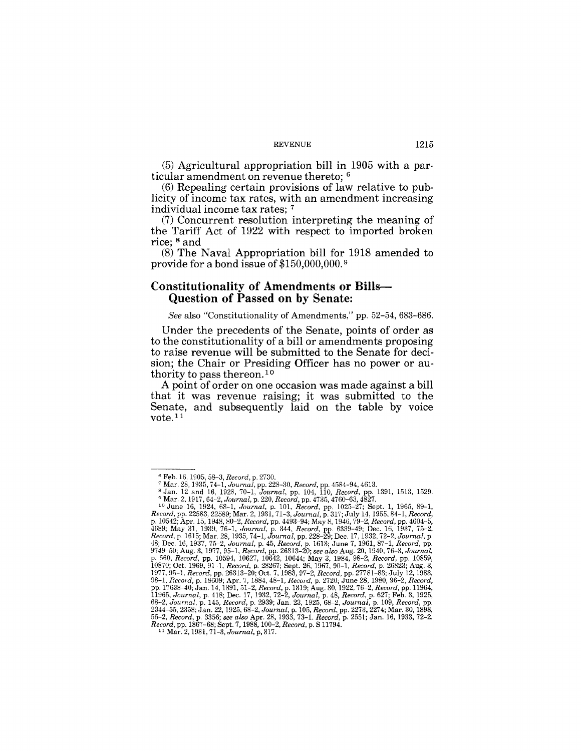(5) Agricultural appropriation bill in 1905 with a particular amendment on revenue thereto; [6]

(6) Repealing certain provisions of law relative to publicity of income tax rates, with an amendment increasing individual income tax rates; [7]

(7) Concurrent resolution interpreting the meaning of the Tariff Act of 1922 with respect to imported broken rice; [8] and

(8) The Naval Appropriation bill for 1918 amended to provide for a bond issue of $150,000,000. [9]

## Constitutionality of Amendments or Bills—Question of Passed on by Senate:

*See* also "Constitutionality of Amendments," pp. 52–54, 683–686.

Under the precedents of the Senate, points of order as to the constitutionality of a bill or amendments proposing to raise revenue will be submitted to the Senate for decision; the Chair or Presiding Officer has no power or authority to pass thereon. [10]

A point of order on one occasion was made against a bill that it was revenue raising; it was submitted to the Senate, and subsequently laid on the table by voice vote. [11]

---

[6] Feb. 16, 1905, 58–3, *Record*, p. 2730.

[7] Mar. 28, 1935, 74–1, *Journal*, pp. 228–30, *Record*, pp. 4584–94, 4613.

[8] Jan. 12 and 16, 1928, 70–1, *Journal*, pp. 104, 110, *Record*, pp. 1391, 1513, 1529.

[9] Mar. 2, 1917, 64–2, *Journal*, p. 220, *Record*, pp. 4735, 4760–63, 4827.

[10] June 16, 1924, 68–1, *Journal*, p. 101, *Record*, pp. 1025–27; Sept. 1, 1965, 89–1, *Record*, pp. 22583, 22589; Mar. 2, 1931, 71–3, *Journal*, p. 317; July 14, 1955, 84–1, *Record*, p. 10542; Apr. 15, 1948, 80–2, *Record*, pp. 4493–94; May 8, 1946, 79–2, *Record*, pp. 4604–5, 4689; May 31, 1939, 76–1, *Journal*, p. 344, *Record*, pp. 6339–49; Dec. 16, 1937, 75–2, *Record*, p. 1615; Mar. 28, 1935, 74–1, *Journal*, pp. 228–29; Dec. 17, 1932, 72–2, *Journal*, p. 48; Dec. 16, 1937, 75–2, *Journal*, p. 45, *Record*, p. 1613; June 7, 1961, 87–1, *Record*, pp. 9749–50; Aug. 3, 1977, 95–1, *Record*, pp. 26313–20; *see also* Aug. 20, 1940, 76–3, *Journal*, p. 560, *Record*, pp. 10594, 10627, 10642, 10644; May 3, 1984, 98–2, *Record*, pp. 10859, 10870; Oct. 1969, 91–1, *Record*, p. 28267; Sept. 26, 1967, 90–1, *Record*, p. 26823; Aug. 3, 1977, 95–1, *Record*, pp. 26313–20; Oct. 7, 1983, 97–2, *Record*, pp. 27781–83; July 12, 1983, 98–1, *Record*, p. 18609; Apr. 7, 1884, 48–1, *Record*, p. 2720; June 28, 1980, 96–2, *Record*, pp. 17638–40; Jan. 14, 1891, 51–2, *Record*, p. 1319; Aug. 30, 1922, 76–2, *Record*, pp. 11964, 11965, *Journal*, p. 418; Dec. 17, 1932, 72–2, *Journal*, p. 48, *Record*, p. 627; Feb. 3, 1925, 68–2, *Journal*, p. 145, *Record*, p. 2939; Jan. 23, 1925, 68–2, *Journal*, p. 109, *Record*, pp. 2344–55, 2358; Jan. 22, 1925, 68–2, *Journal*, p. 105, *Record*, pp. 2273, 2274; Mar. 30, 1898, 55–2, *Record*, p. 3356; *see also* Apr. 28, 1933, 73–1, *Record*, p. 2551; Jan. 16, 1933, 72–2, *Record*, pp. 1867–68; Sept. 7, 1988, 100–2, *Record*, p. S 11794.

[11] Mar. 2, 1931, 71–3, *Journal*, p. 317.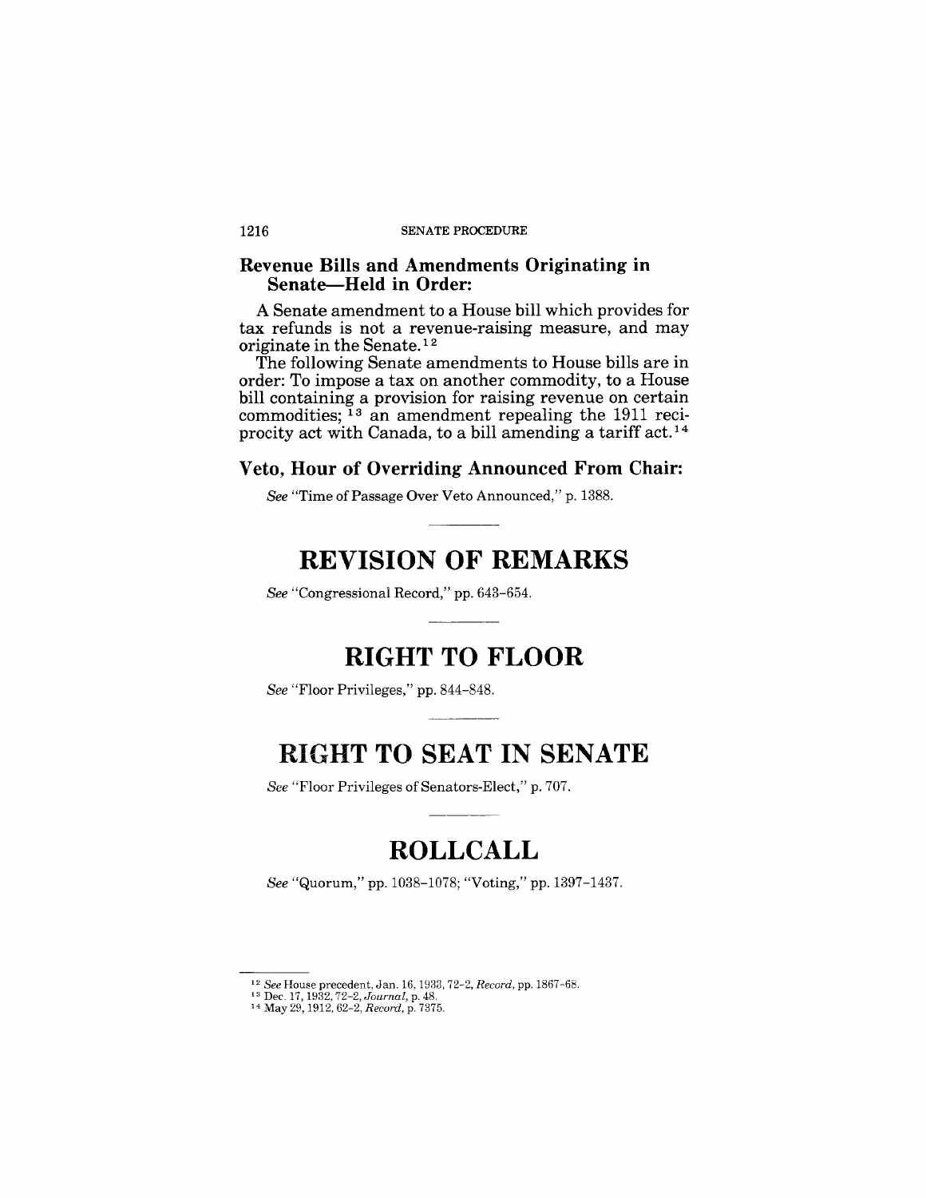### Revenue Bills and Amendments Originating in Senate—Held in Order:

A Senate amendment to a House bill which provides for tax refunds is not a revenue-raising measure, and may originate in the Senate.[12]

The following Senate amendments to House bills are in order: To impose a tax on another commodity, to a House bill containing a provision for raising revenue on certain commodities;[13] an amendment repealing the 1911 reciprocity act with Canada, to a bill amending a tariff act.[14]

### Veto, Hour of Overriding Announced From Chair:

*See* "Time of Passage Over Veto Announced," p. 1388.

---

# REVISION OF REMARKS

*See* "Congressional Record," pp. 643–654.

---

# RIGHT TO FLOOR

*See* "Floor Privileges," pp. 844–848.

---

# RIGHT TO SEAT IN SENATE

*See* "Floor Privileges of Senators-Elect," p. 707.

---

# ROLLCALL

*See* "Quorum," pp. 1038–1078; "Voting," pp. 1397–1437.

---

[12] *See* House precedent, Jan. 16, 1933, 72–2, *Record*, pp. 1867–68.

[13] Dec. 17, 1932, 72–2, *Journal*, p. 48.

[14] May 29, 1912, 62–2, *Record*, p. 7375.